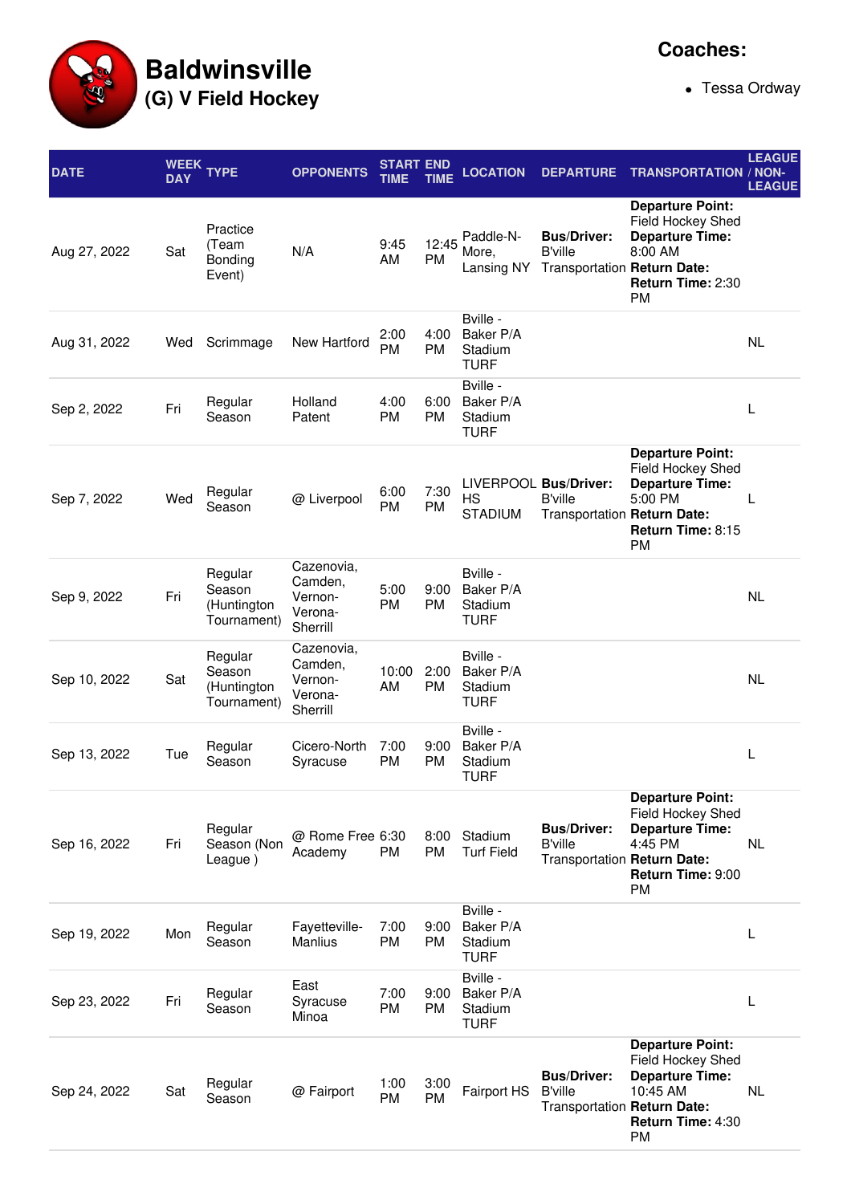# Baldwinsville

## (G) V Field Hockey

**Coaches:**

- Tessa Ordway

| DATE | WEEK DAY | TYPE | OPPONENTS | START TIME | END TIME | LOCATION | DEPARTURE | TRANSPORTATION | LEAGUE / NON-LEAGUE |
|---|---|---|---|---|---|---|---|---|---|
| Aug 27, 2022 | Sat | Practice (Team Bonding Event) | N/A | 9:45 AM | 12:45 PM | Paddle-N-More, Lansing NY | **Bus/Driver:** B'ville Transportation | **Departure Point:** Field Hockey Shed **Departure Time:** 8:00 AM **Return Date:** **Return Time:** 2:30 PM | |
| Aug 31, 2022 | Wed | Scrimmage | New Hartford | 2:00 PM | 4:00 PM | Bville - Baker P/A Stadium TURF | | | NL |
| Sep 2, 2022 | Fri | Regular Season | Holland Patent | 4:00 PM | 6:00 PM | Bville - Baker P/A Stadium TURF | | | L |
| Sep 7, 2022 | Wed | Regular Season | @ Liverpool | 6:00 PM | 7:30 PM | LIVERPOOL HS STADIUM | **Bus/Driver:** B'ville Transportation | **Departure Point:** Field Hockey Shed **Departure Time:** 5:00 PM **Return Date:** **Return Time:** 8:15 PM | L |
| Sep 9, 2022 | Fri | Regular Season (Huntington Tournament) | Cazenovia, Camden, Vernon-Verona-Sherrill | 5:00 PM | 9:00 PM | Bville - Baker P/A Stadium TURF | | | NL |
| Sep 10, 2022 | Sat | Regular Season (Huntington Tournament) | Cazenovia, Camden, Vernon-Verona-Sherrill | 10:00 AM | 2:00 PM | Bville - Baker P/A Stadium TURF | | | NL |
| Sep 13, 2022 | Tue | Regular Season | Cicero-North Syracuse | 7:00 PM | 9:00 PM | Bville - Baker P/A Stadium TURF | | | L |
| Sep 16, 2022 | Fri | Regular Season (Non League ) | @ Rome Free Academy | 6:30 PM | 8:00 PM | Stadium Turf Field | **Bus/Driver:** B'ville Transportation | **Departure Point:** Field Hockey Shed **Departure Time:** 4:45 PM **Return Date:** **Return Time:** 9:00 PM | NL |
| Sep 19, 2022 | Mon | Regular Season | Fayetteville-Manlius | 7:00 PM | 9:00 PM | Bville - Baker P/A Stadium TURF | | | L |
| Sep 23, 2022 | Fri | Regular Season | East Syracuse Minoa | 7:00 PM | 9:00 PM | Bville - Baker P/A Stadium TURF | | | L |
| Sep 24, 2022 | Sat | Regular Season | @ Fairport | 1:00 PM | 3:00 PM | Fairport HS | **Bus/Driver:** B'ville Transportation | **Departure Point:** Field Hockey Shed **Departure Time:** 10:45 AM **Return Date:** **Return Time:** 4:30 PM | NL |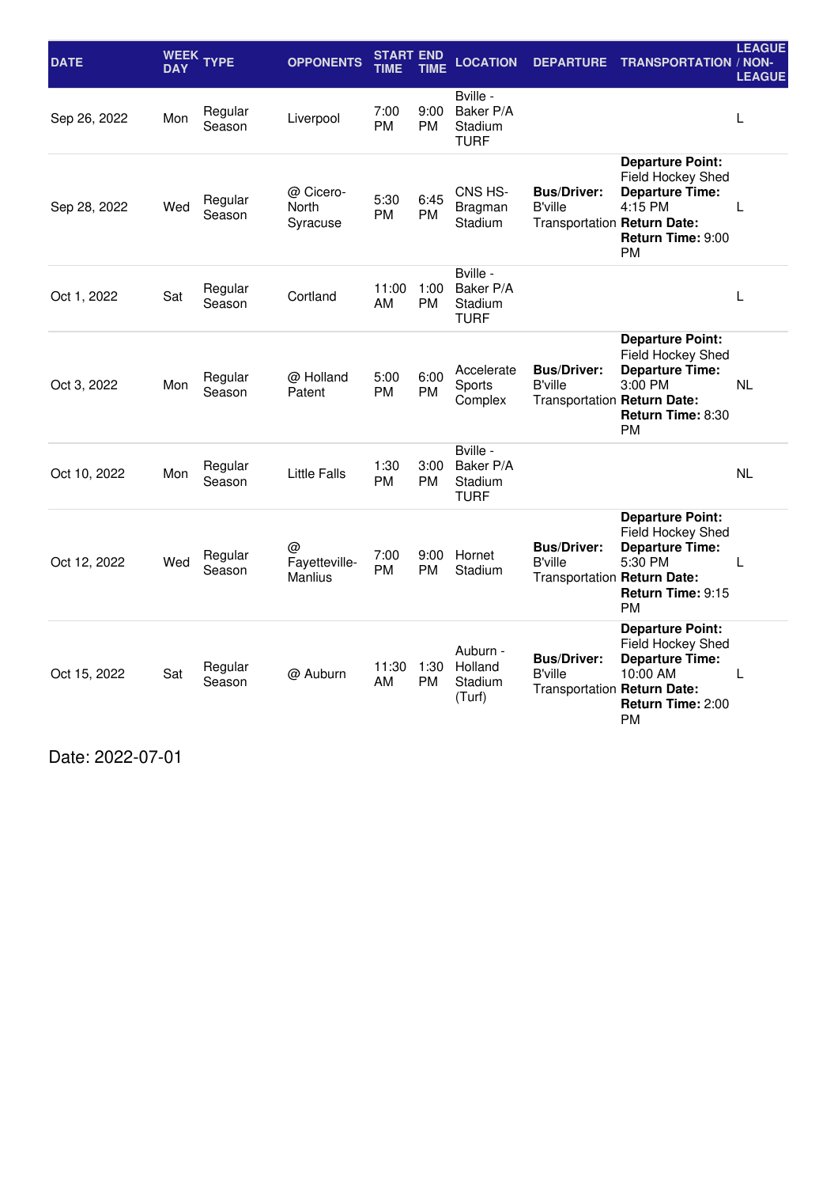| DATE | WEEK DAY | TYPE | OPPONENTS | START TIME | END TIME | LOCATION | DEPARTURE | TRANSPORTATION | LEAGUE / NON-LEAGUE |
|---|---|---|---|---|---|---|---|---|---|
| Sep 26, 2022 | Mon | Regular Season | Liverpool | 7:00 PM | 9:00 PM | Bville - Baker P/A Stadium TURF | | | L |
| Sep 28, 2022 | Wed | Regular Season | @ Cicero-North Syracuse | 5:30 PM | 6:45 PM | CNS HS-Bragman Stadium | **Bus/Driver:** B'ville Transportation | **Departure Point:** Field Hockey Shed **Departure Time:** 4:15 PM **Return Date:** **Return Time:** 9:00 PM | L |
| Oct 1, 2022 | Sat | Regular Season | Cortland | 11:00 AM | 1:00 PM | Bville - Baker P/A Stadium TURF | | | L |
| Oct 3, 2022 | Mon | Regular Season | @ Holland Patent | 5:00 PM | 6:00 PM | Accelerate Sports Complex | **Bus/Driver:** B'ville Transportation | **Departure Point:** Field Hockey Shed **Departure Time:** 3:00 PM **Return Date:** **Return Time:** 8:30 PM | NL |
| Oct 10, 2022 | Mon | Regular Season | Little Falls | 1:30 PM | 3:00 PM | Bville - Baker P/A Stadium TURF | | | NL |
| Oct 12, 2022 | Wed | Regular Season | @ Fayetteville-Manlius | 7:00 PM | 9:00 PM | Hornet Stadium | **Bus/Driver:** B'ville Transportation | **Departure Point:** Field Hockey Shed **Departure Time:** 5:30 PM **Return Date:** **Return Time:** 9:15 PM | L |
| Oct 15, 2022 | Sat | Regular Season | @ Auburn | 11:30 AM | 1:30 PM | Auburn - Holland Stadium (Turf) | **Bus/Driver:** B'ville Transportation | **Departure Point:** Field Hockey Shed **Departure Time:** 10:00 AM **Return Date:** **Return Time:** 2:00 PM | L |

Date: 2022-07-01